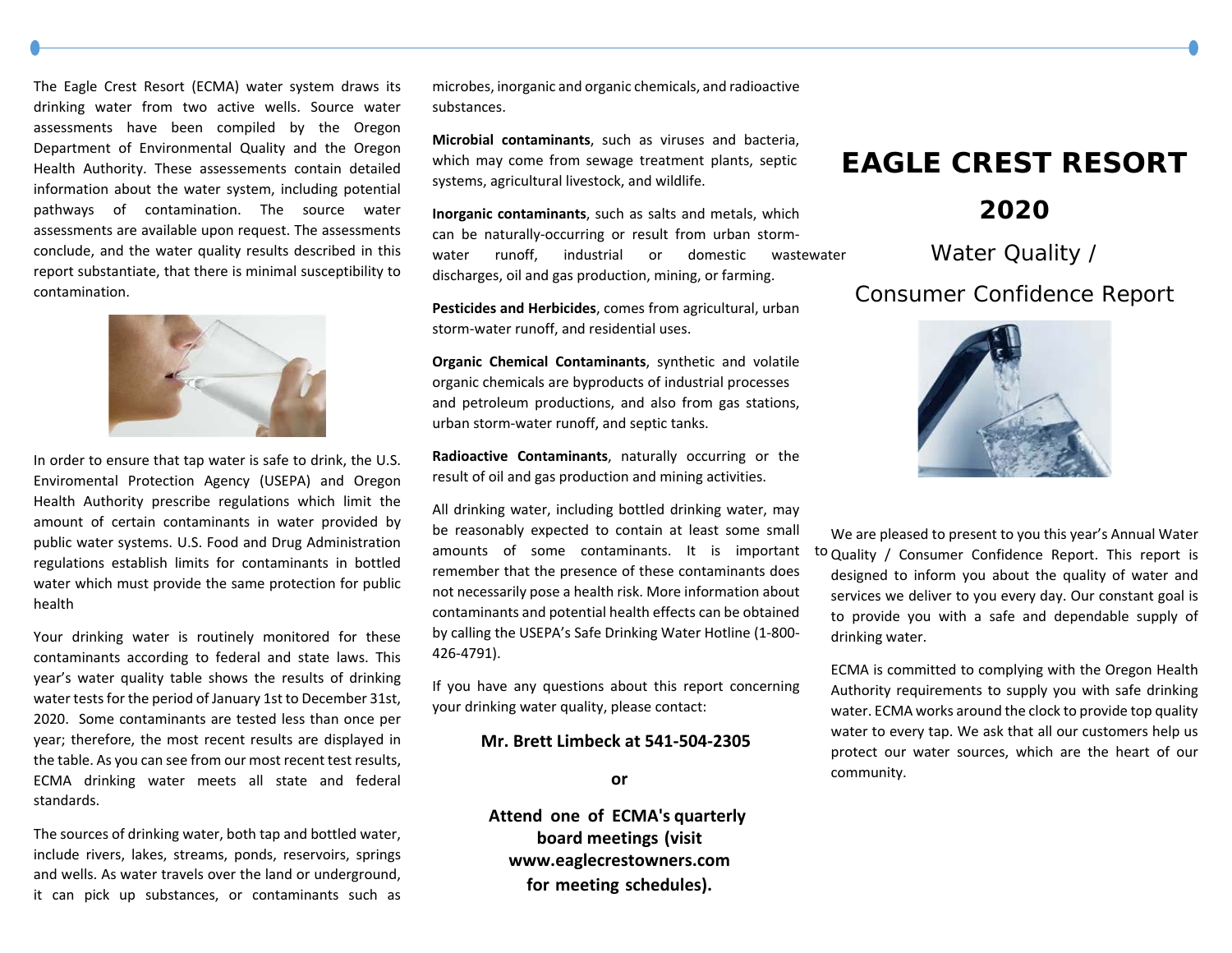# EAGLE CREST RESORT

# 2020

## Water Quality / Consumer Confidence Report

We are pleased to present to you this year's Annual Water Quality / Consumer Confidence Report. This report is designed to inform you about the quality of water and services we deliver to you every day. Our constant goal is to provide you with a safe and dependable supply of drinking water.

ECMA is committed to complying with the Oregon Health Authority requirements to supply you with safe drinking water. ECMA works around the clock to provide top quality water to every tap. We ask that all our customers help us protect our water sources, which are the heart of our community.

The Eagle Crest Resort (ECMA) water system draws its drinking water from two active wells. Source water assessments have been compiled by the Oregon Department of Environmental Quality and the Oregon Health Authority. These assessements contain detailed information about the water system, including potential pathways of contamination. The source water assessments are available upon request. The assessments conclude, and the water quality results described in this report substantiate, that there is minimal susceptibility to contamination.

In order to ensure that tap water is safe to drink, the U.S. Enviromental Protection Agency (USEPA) and Oregon Health Authority prescribe regulations which limit the amount of certain contaminants in water provided by public water systems. U.S. Food and Drug Administration regulations establish limits for contaminants in bottled water which must provide the same protection for public health

Your drinking water is routinely monitored for these contaminants according to federal and state laws. This year's water quality table shows the results of drinking water tests for the period of January 1st to December 31st, 2020. Some contaminants are tested less than once per year; therefore, the most recent results are displayed in the table. As you can see from our most recent test results, ECMA drinking water meets all state and federal standards.

The sources of drinking water, both tap and bottled water, include rivers, lakes, streams, ponds, reservoirs, springs and wells. As water travels over the land or underground, it can pick up substances, or contaminants such as microbes, inorganic and organic chemicals, and radioactive substances.

**Microbial contaminants**, such as viruses and bacteria, which may come from sewage treatment plants, septic systems, agricultural livestock, and wildlife.

**Inorganic contaminants**, such as salts and metals, which can be naturally-occurring or result from urban storm-water runoff, industrial or domestic wastewater discharges, oil and gas production, mining, or farming.

**Pesticides and Herbicides**, comes from agricultural, urban storm-water runoff, and residential uses.

**Organic Chemical Contaminants**, synthetic and volatile organic chemicals are byproducts of industrial processes and petroleum productions, and also from gas stations, urban storm-water runoff, and septic tanks.

**Radioactive Contaminants**, naturally occurring or the result of oil and gas production and mining activities.

All drinking water, including bottled drinking water, may be reasonably expected to contain at least some small amounts of some contaminants. It is important to remember that the presence of these contaminants does not necessarily pose a health risk. More information about contaminants and potential health effects can be obtained by calling the USEPA's Safe Drinking Water Hotline (1-800-426-4791).

If you have any questions about this report concerning your drinking water quality, please contact:

**Mr. Brett Limbeck at 541-504-2305**

**or**

**Attend one of ECMA's quarterly board meetings (visit www.eaglecrestowners.com for meeting schedules).**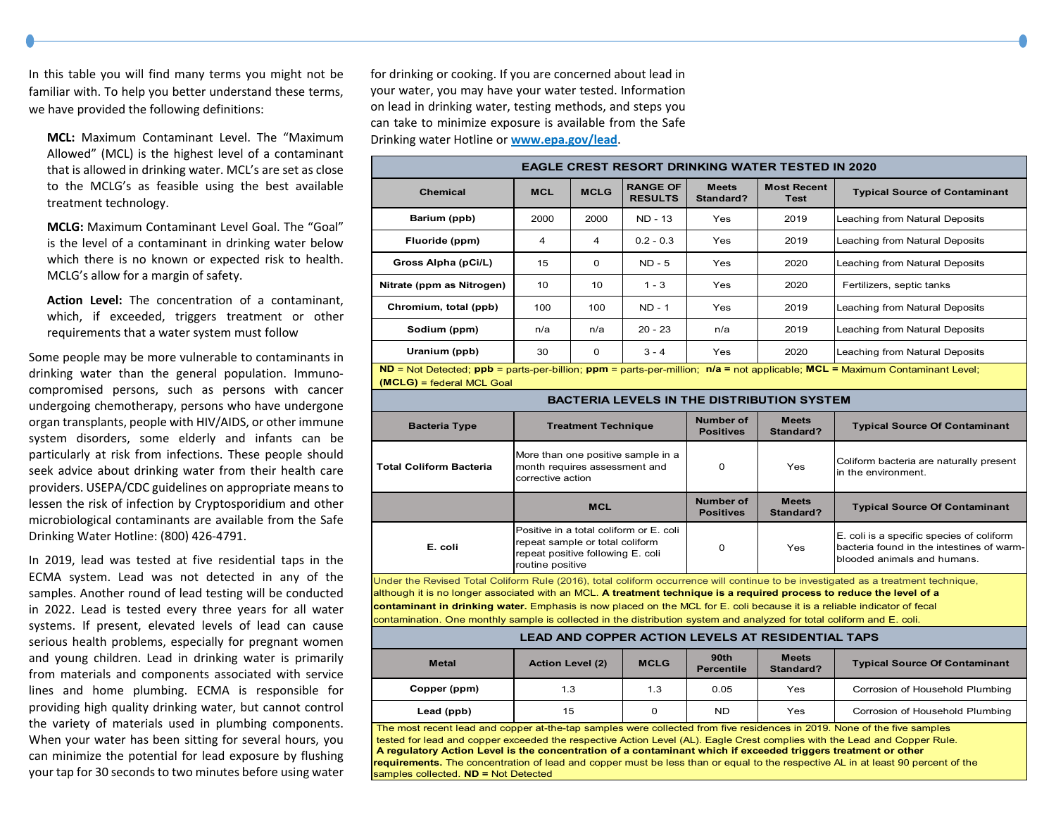In this table you will find many terms you might not be familiar with. To help you better understand these terms, we have provided the following definitions:

**MCL:** Maximum Contaminant Level. The "Maximum Allowed" (MCL) is the highest level of a contaminant that is allowed in drinking water. MCL's are set as close to the MCLG's as feasible using the best available treatment technology.

**MCLG:** Maximum Contaminant Level Goal. The "Goal" is the level of a contaminant in drinking water below which there is no known or expected risk to health. MCLG's allow for a margin of safety.

**Action Level:** The concentration of a contaminant, which, if exceeded, triggers treatment or other requirements that a water system must follow

Some people may be more vulnerable to contaminants in drinking water than the general population. Immuno-compromised persons, such as persons with cancer undergoing chemotherapy, persons who have undergone organ transplants, people with HIV/AIDS, or other immune system disorders, some elderly and infants can be particularly at risk from infections. These people should seek advice about drinking water from their health care providers. USEPA/CDC guidelines on appropriate means to lessen the risk of infection by Cryptosporidium and other microbiological contaminants are available from the Safe Drinking Water Hotline: (800) 426-4791.

In 2019, lead was tested at five residential taps in the ECMA system. Lead was not detected in any of the samples. Another round of lead testing will be conducted in 2022. Lead is tested every three years for all water systems. If present, elevated levels of lead can cause serious health problems, especially for pregnant women and young children. Lead in drinking water is primarily from materials and components associated with service lines and home plumbing. ECMA is responsible for providing high quality drinking water, but cannot control the variety of materials used in plumbing components. When your water has been sitting for several hours, you can minimize the potential for lead exposure by flushing your tap for 30 seconds to two minutes before using water for drinking or cooking. If you are concerned about lead in your water, you may have your water tested. Information on lead in drinking water, testing methods, and steps you can take to minimize exposure is available from the Safe Drinking water Hotline or **www.epa.gov/lead**.

**EAGLE CREST RESORT DRINKING WATER TESTED IN 2020**

| Chemical | MCL | MCLG | RANGE OF RESULTS | Meets Standard? | Most Recent Test | Typical Source of Contaminant |
|---|---|---|---|---|---|---|
| Barium (ppb) | 2000 | 2000 | ND - 13 | Yes | 2019 | Leaching from Natural Deposits |
| Fluoride (ppm) | 4 | 4 | 0.2 - 0.3 | Yes | 2019 | Leaching from Natural Deposits |
| Gross Alpha (pCi/L) | 15 | 0 | ND - 5 | Yes | 2020 | Leaching from Natural Deposits |
| Nitrate (ppm as Nitrogen) | 10 | 10 | 1 - 3 | Yes | 2020 | Fertilizers, septic tanks |
| Chromium, total (ppb) | 100 | 100 | ND - 1 | Yes | 2019 | Leaching from Natural Deposits |
| Sodium (ppm) | n/a | n/a | 20 - 23 | n/a | 2019 | Leaching from Natural Deposits |
| Uranium (ppb) | 30 | 0 | 3 - 4 | Yes | 2020 | Leaching from Natural Deposits |

**ND** = Not Detected; **ppb** = parts-per-billion; **ppm** = parts-per-million; **n/a =** not applicable; **MCL =** Maximum Contaminant Level; **(MCLG)** = federal MCL Goal

**BACTERIA LEVELS IN THE DISTRIBUTION SYSTEM**

| Bacteria Type | Treatment Technique | Number of Positives | Meets Standard? | Typical Source Of Contaminant |
|---|---|---|---|---|
| Total Coliform Bacteria | More than one positive sample in a month requires assessment and corrective action | 0 | Yes | Coliform bacteria are naturally present in the environment. |
| | **MCL** | **Number of Positives** | **Meets Standard?** | **Typical Source Of Contaminant** |
| E. coli | Positive in a total coliform or E. coli repeat sample or total coliform repeat positive following E. coli routine positive | 0 | Yes | E. coli is a specific species of coliform bacteria found in the intestines of warm-blooded animals and humans. |

Under the Revised Total Coliform Rule (2016), total coliform occurrence will continue to be investigated as a treatment technique, although it is no longer associated with an MCL. **A treatment technique is a required process to reduce the level of a contaminant in drinking water.** Emphasis is now placed on the MCL for E. coli because it is a reliable indicator of fecal contamination. One monthly sample is collected in the distribution system and analyzed for total coliform and E. coli.

**LEAD AND COPPER ACTION LEVELS AT RESIDENTIAL TAPS**

| Metal | Action Level (2) | MCLG | 90th Percentile | Meets Standard? | Typical Source Of Contaminant |
|---|---|---|---|---|---|
| Copper (ppm) | 1.3 | 1.3 | 0.05 | Yes | Corrosion of Household Plumbing |
| Lead (ppb) | 15 | 0 | ND | Yes | Corrosion of Household Plumbing |

The most recent lead and copper at-the-tap samples were collected from five residences in 2019. None of the five samples tested for lead and copper exceeded the respective Action Level (AL). Eagle Crest complies with the Lead and Copper Rule. **A regulatory Action Level is the concentration of a contaminant which if exceeded triggers treatment or other requirements.** The concentration of lead and copper must be less than or equal to the respective AL in at least 90 percent of the samples collected. **ND =** Not Detected